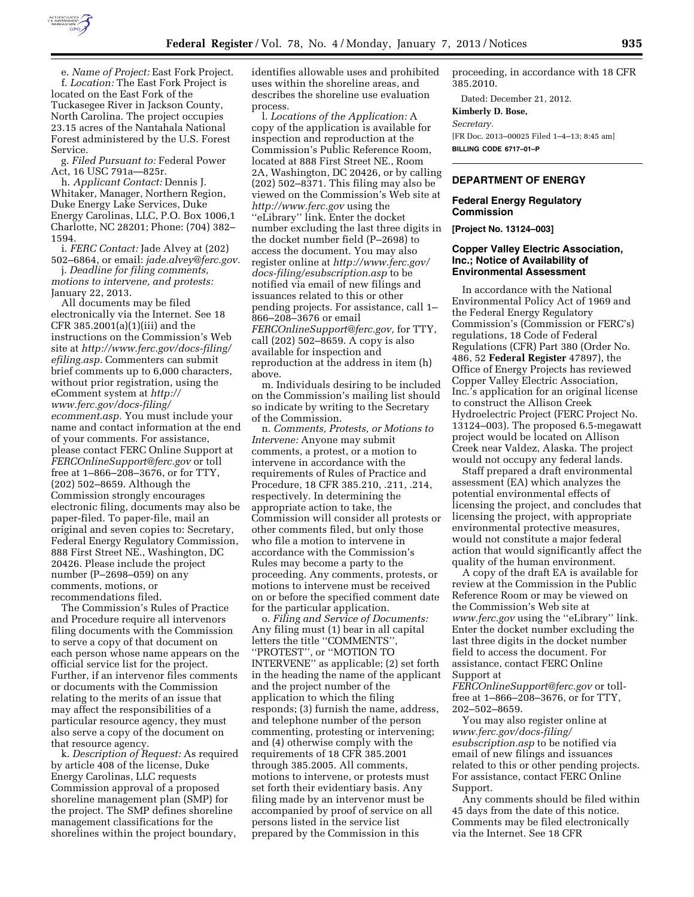e. *Name of Project:* East Fork Project.

f. *Location:* The East Fork Project is located on the East Fork of the Tuckasegee River in Jackson County, North Carolina. The project occupies 23.15 acres of the Nantahala National Forest administered by the U.S. Forest Service.

g. *Filed Pursuant to:* Federal Power Act, 16 USC 791a—825r.

h. *Applicant Contact:* Dennis J. Whitaker, Manager, Northern Region, Duke Energy Lake Services, Duke Energy Carolinas, LLC, P.O. Box 1006,1 Charlotte, NC 28201; Phone: (704) 382–1594.

i. *FERC Contact:* Jade Alvey at (202) 502–6864, or email: *jade.alvey@ferc.gov.*

j. *Deadline for filing comments, motions to intervene, and protests:* January 22, 2013.

All documents may be filed electronically via the Internet. See 18 CFR 385.2001(a)(1)(iii) and the instructions on the Commission's Web site at *http://www.ferc.gov/docs-filing/efiling.asp.* Commenters can submit brief comments up to 6,000 characters, without prior registration, using the eComment system at *http://www.ferc.gov/docs-filing/ecomment.asp.* You must include your name and contact information at the end of your comments. For assistance, please contact FERC Online Support at *FERCOnlineSupport@ferc.gov* or toll free at 1–866–208–3676, or for TTY, (202) 502–8659. Although the Commission strongly encourages electronic filing, documents may also be paper-filed. To paper-file, mail an original and seven copies to: Secretary, Federal Energy Regulatory Commission, 888 First Street NE., Washington, DC 20426. Please include the project number (P–2698–059) on any comments, motions, or recommendations filed.

The Commission's Rules of Practice and Procedure require all intervenors filing documents with the Commission to serve a copy of that document on each person whose name appears on the official service list for the project. Further, if an intervenor files comments or documents with the Commission relating to the merits of an issue that may affect the responsibilities of a particular resource agency, they must also serve a copy of the document on that resource agency.

k. *Description of Request:* As required by article 408 of the license, Duke Energy Carolinas, LLC requests Commission approval of a proposed shoreline management plan (SMP) for the project. The SMP defines shoreline management classifications for the shorelines within the project boundary, identifies allowable uses and prohibited uses within the shoreline areas, and describes the shoreline use evaluation process.

l. *Locations of the Application:* A copy of the application is available for inspection and reproduction at the Commission's Public Reference Room, located at 888 First Street NE., Room 2A, Washington, DC 20426, or by calling (202) 502–8371. This filing may also be viewed on the Commission's Web site at *http://www.ferc.gov* using the ''eLibrary'' link. Enter the docket number excluding the last three digits in the docket number field (P–2698) to access the document. You may also register online at *http://www.ferc.gov/docs-filing/esubscription.asp* to be notified via email of new filings and issuances related to this or other pending projects. For assistance, call 1–866–208–3676 or email *FERCOnlineSupport@ferc.gov,* for TTY, call (202) 502–8659. A copy is also available for inspection and reproduction at the address in item (h) above.

m. Individuals desiring to be included on the Commission's mailing list should so indicate by writing to the Secretary of the Commission.

n. *Comments, Protests, or Motions to Intervene:* Anyone may submit comments, a protest, or a motion to intervene in accordance with the requirements of Rules of Practice and Procedure, 18 CFR 385.210, .211, .214, respectively. In determining the appropriate action to take, the Commission will consider all protests or other comments filed, but only those who file a motion to intervene in accordance with the Commission's Rules may become a party to the proceeding. Any comments, protests, or motions to intervene must be received on or before the specified comment date for the particular application.

o. *Filing and Service of Documents:* Any filing must (1) bear in all capital letters the title ''COMMENTS'', ''PROTEST'', or ''MOTION TO INTERVENE'' as applicable; (2) set forth in the heading the name of the applicant and the project number of the application to which the filing responds; (3) furnish the name, address, and telephone number of the person commenting, protesting or intervening; and (4) otherwise comply with the requirements of 18 CFR 385.2001 through 385.2005. All comments, motions to intervene, or protests must set forth their evidentiary basis. Any filing made by an intervenor must be accompanied by proof of service on all persons listed in the service list prepared by the Commission in this proceeding, in accordance with 18 CFR 385.2010.

Dated: December 21, 2012.

**Kimberly D. Bose,**

*Secretary.*

[FR Doc. 2013–00025 Filed 1–4–13; 8:45 am]

**BILLING CODE 6717–01–P**

## DEPARTMENT OF ENERGY

### Federal Energy Regulatory Commission

**[Project No. 13124–003]**

### Copper Valley Electric Association, Inc.; Notice of Availability of Environmental Assessment

In accordance with the National Environmental Policy Act of 1969 and the Federal Energy Regulatory Commission's (Commission or FERC's) regulations, 18 Code of Federal Regulations (CFR) Part 380 (Order No. 486, 52 **Federal Register** 47897), the Office of Energy Projects has reviewed Copper Valley Electric Association, Inc.'s application for an original license to construct the Allison Creek Hydroelectric Project (FERC Project No. 13124–003). The proposed 6.5-megawatt project would be located on Allison Creek near Valdez, Alaska. The project would not occupy any federal lands.

Staff prepared a draft environmental assessment (EA) which analyzes the potential environmental effects of licensing the project, and concludes that licensing the project, with appropriate environmental protective measures, would not constitute a major federal action that would significantly affect the quality of the human environment.

A copy of the draft EA is available for review at the Commission in the Public Reference Room or may be viewed on the Commission's Web site at *www.ferc.gov* using the ''eLibrary'' link. Enter the docket number excluding the last three digits in the docket number field to access the document. For assistance, contact FERC Online Support at *FERCOnlineSupport@ferc.gov* or toll-free at 1–866–208–3676, or for TTY, 202–502–8659.

You may also register online at *www.ferc.gov/docs-filing/esubscription.asp* to be notified via email of new filings and issuances related to this or other pending projects. For assistance, contact FERC Online Support.

Any comments should be filed within 45 days from the date of this notice. Comments may be filed electronically via the Internet. See 18 CFR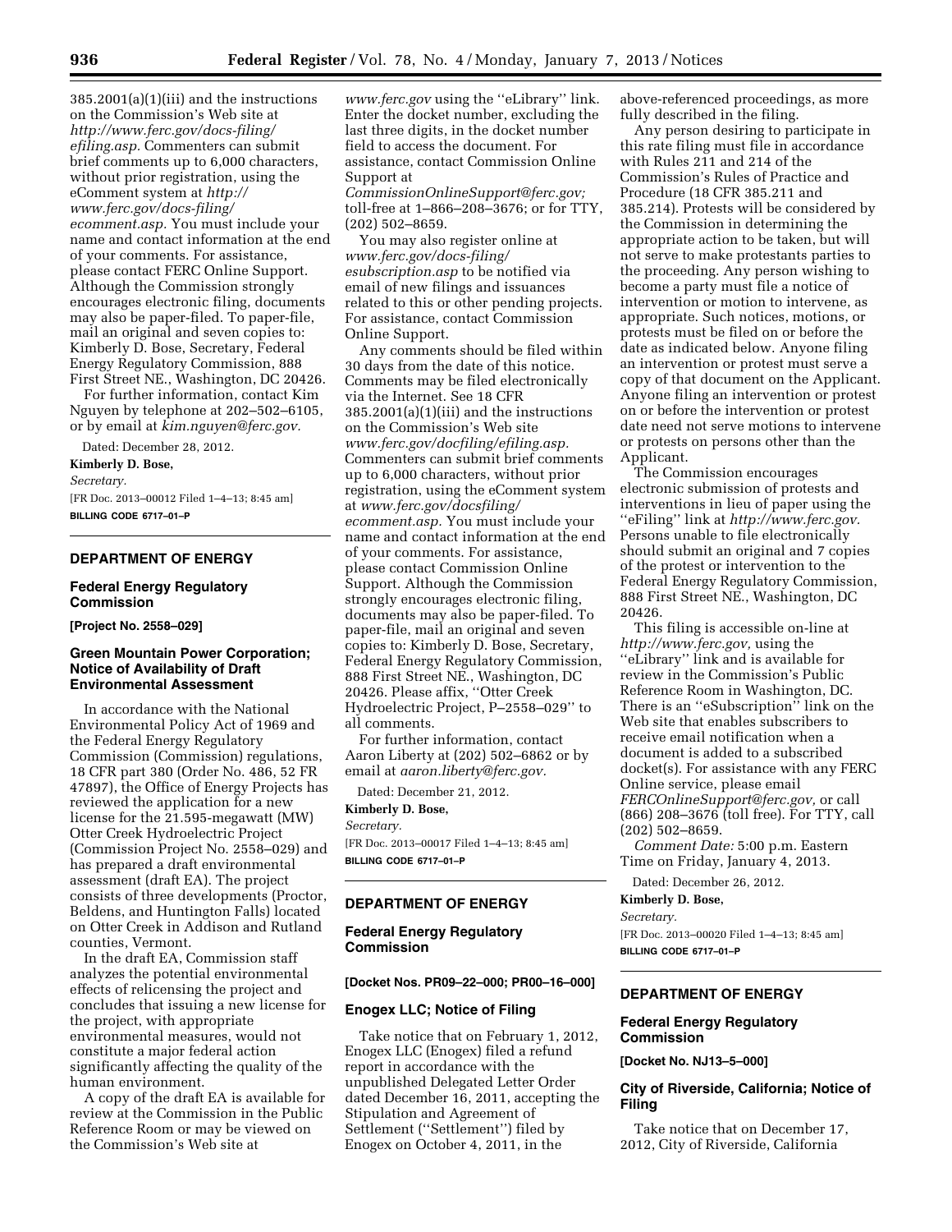385.2001(a)(1)(iii) and the instructions on the Commission's Web site at *http://www.ferc.gov/docs-filing/efiling.asp.* Commenters can submit brief comments up to 6,000 characters, without prior registration, using the eComment system at *http://www.ferc.gov/docs-filing/ecomment.asp.* You must include your name and contact information at the end of your comments. For assistance, please contact FERC Online Support. Although the Commission strongly encourages electronic filing, documents may also be paper-filed. To paper-file, mail an original and seven copies to: Kimberly D. Bose, Secretary, Federal Energy Regulatory Commission, 888 First Street NE., Washington, DC 20426.

For further information, contact Kim Nguyen by telephone at 202–502–6105, or by email at *kim.nguyen@ferc.gov.*

Dated: December 28, 2012.

**Kimberly D. Bose,**

*Secretary.*

[FR Doc. 2013–00012 Filed 1–4–13; 8:45 am]

**BILLING CODE 6717–01–P**

## DEPARTMENT OF ENERGY

### Federal Energy Regulatory Commission

**[Project No. 2558–029]**

### Green Mountain Power Corporation; Notice of Availability of Draft Environmental Assessment

In accordance with the National Environmental Policy Act of 1969 and the Federal Energy Regulatory Commission (Commission) regulations, 18 CFR part 380 (Order No. 486, 52 FR 47897), the Office of Energy Projects has reviewed the application for a new license for the 21.595-megawatt (MW) Otter Creek Hydroelectric Project (Commission Project No. 2558–029) and has prepared a draft environmental assessment (draft EA). The project consists of three developments (Proctor, Beldens, and Huntington Falls) located on Otter Creek in Addison and Rutland counties, Vermont.

In the draft EA, Commission staff analyzes the potential environmental effects of relicensing the project and concludes that issuing a new license for the project, with appropriate environmental measures, would not constitute a major federal action significantly affecting the quality of the human environment.

A copy of the draft EA is available for review at the Commission in the Public Reference Room or may be viewed on the Commission's Web site at *www.ferc.gov* using the "eLibrary" link. Enter the docket number, excluding the last three digits, in the docket number field to access the document. For assistance, contact Commission Online Support at *CommissionOnlineSupport@ferc.gov;* toll-free at 1–866–208–3676; or for TTY, (202) 502–8659.

You may also register online at *www.ferc.gov/docs-filing/esubscription.asp* to be notified via email of new filings and issuances related to this or other pending projects. For assistance, contact Commission Online Support.

Any comments should be filed within 30 days from the date of this notice. Comments may be filed electronically via the Internet. See 18 CFR 385.2001(a)(1)(iii) and the instructions on the Commission's Web site *www.ferc.gov/docfiling/efiling.asp.* Commenters can submit brief comments up to 6,000 characters, without prior registration, using the eComment system at *www.ferc.gov/docsfiling/ecomment.asp.* You must include your name and contact information at the end of your comments. For assistance, please contact Commission Online Support. Although the Commission strongly encourages electronic filing, documents may also be paper-filed. To paper-file, mail an original and seven copies to: Kimberly D. Bose, Secretary, Federal Energy Regulatory Commission, 888 First Street NE., Washington, DC 20426. Please affix, "Otter Creek Hydroelectric Project, P–2558–029" to all comments.

For further information, contact Aaron Liberty at (202) 502–6862 or by email at *aaron.liberty@ferc.gov.*

Dated: December 21, 2012.

**Kimberly D. Bose,**

*Secretary.*

[FR Doc. 2013–00017 Filed 1–4–13; 8:45 am]

**BILLING CODE 6717–01–P**

## DEPARTMENT OF ENERGY

### Federal Energy Regulatory Commission

**[Docket Nos. PR09–22–000; PR00–16–000]**

### Enogex LLC; Notice of Filing

Take notice that on February 1, 2012, Enogex LLC (Enogex) filed a refund report in accordance with the unpublished Delegated Letter Order dated December 16, 2011, accepting the Stipulation and Agreement of Settlement ("Settlement") filed by Enogex on October 4, 2011, in the above-referenced proceedings, as more fully described in the filing.

Any person desiring to participate in this rate filing must file in accordance with Rules 211 and 214 of the Commission's Rules of Practice and Procedure (18 CFR 385.211 and 385.214). Protests will be considered by the Commission in determining the appropriate action to be taken, but will not serve to make protestants parties to the proceeding. Any person wishing to become a party must file a notice of intervention or motion to intervene, as appropriate. Such notices, motions, or protests must be filed on or before the date as indicated below. Anyone filing an intervention or protest must serve a copy of that document on the Applicant. Anyone filing an intervention or protest on or before the intervention or protest date need not serve motions to intervene or protests on persons other than the Applicant.

The Commission encourages electronic submission of protests and interventions in lieu of paper using the "eFiling" link at *http://www.ferc.gov.* Persons unable to file electronically should submit an original and 7 copies of the protest or intervention to the Federal Energy Regulatory Commission, 888 First Street NE., Washington, DC 20426.

This filing is accessible on-line at *http://www.ferc.gov,* using the "eLibrary" link and is available for review in the Commission's Public Reference Room in Washington, DC. There is an "eSubscription" link on the Web site that enables subscribers to receive email notification when a document is added to a subscribed docket(s). For assistance with any FERC Online service, please email *FERCOnlineSupport@ferc.gov,* or call (866) 208–3676 (toll free). For TTY, call (202) 502–8659.

*Comment Date:* 5:00 p.m. Eastern Time on Friday, January 4, 2013.

Dated: December 26, 2012.

**Kimberly D. Bose,**

*Secretary.*

[FR Doc. 2013–00020 Filed 1–4–13; 8:45 am]

**BILLING CODE 6717–01–P**

## DEPARTMENT OF ENERGY

### Federal Energy Regulatory Commission

**[Docket No. NJ13–5–000]**

### City of Riverside, California; Notice of Filing

Take notice that on December 17, 2012, City of Riverside, California